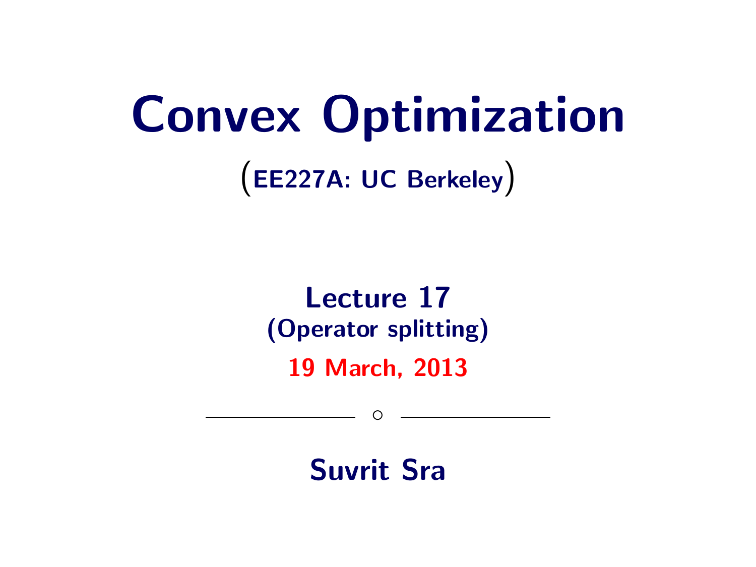# Convex Optimization

(EE227A: UC Berkeley)

## Lecture 17

(Operator splitting)

19 March, 2013

◦

**Suvrit Sra**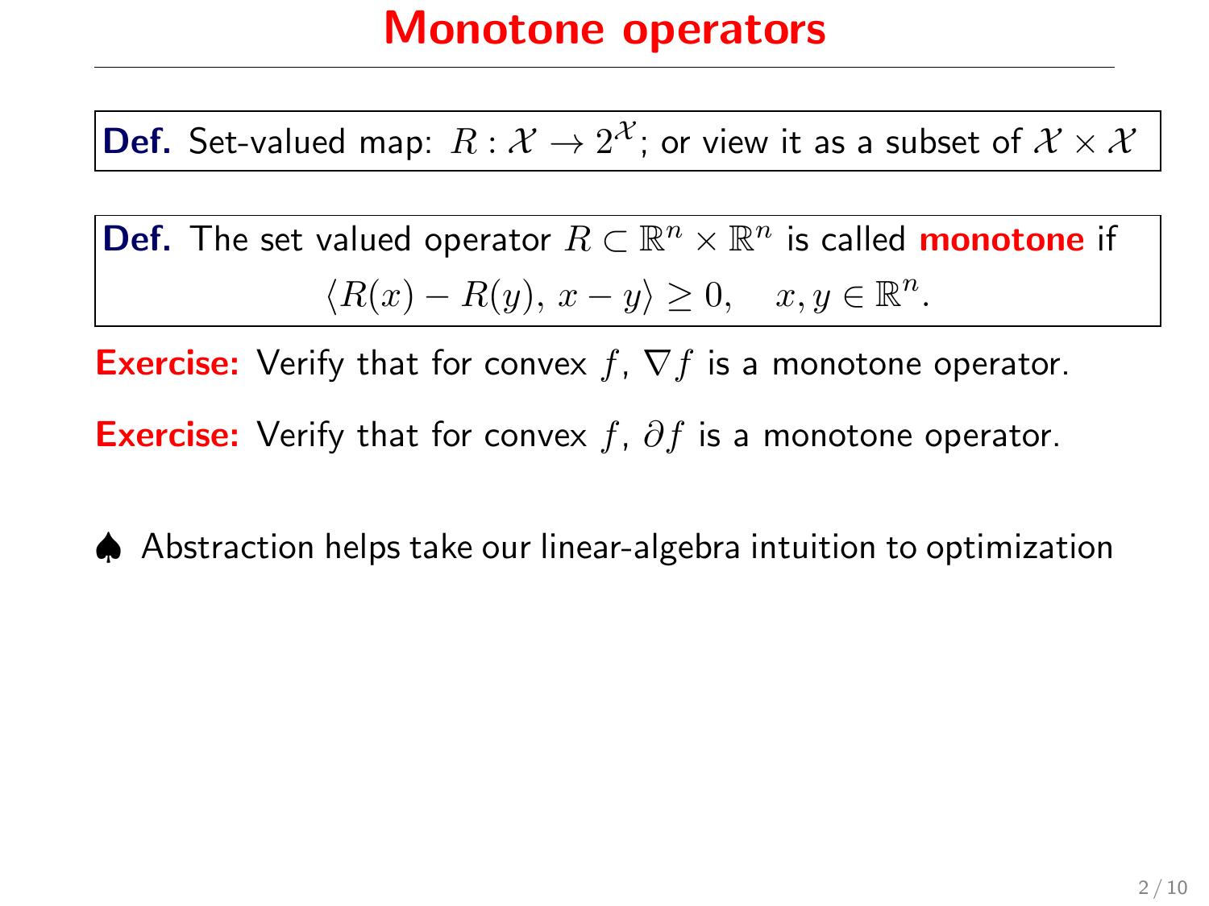# Monotone operators

**Def.** Set-valued map: $R : \mathcal{X} \to 2^{\mathcal{X}}$; or view it as a subset of $\mathcal{X} \times \mathcal{X}$

**Def.** The set valued operator $R \subset \mathbb{R}^n \times \mathbb{R}^n$ is called **monotone** if

$$\langle R(x) - R(y), x - y \rangle \geq 0, \quad x, y \in \mathbb{R}^n.$$

**Exercise:** Verify that for convex $f$, $\nabla f$ is a monotone operator.

**Exercise:** Verify that for convex $f$, $\partial f$ is a monotone operator.

♠ Abstraction helps take our linear-algebra intuition to optimization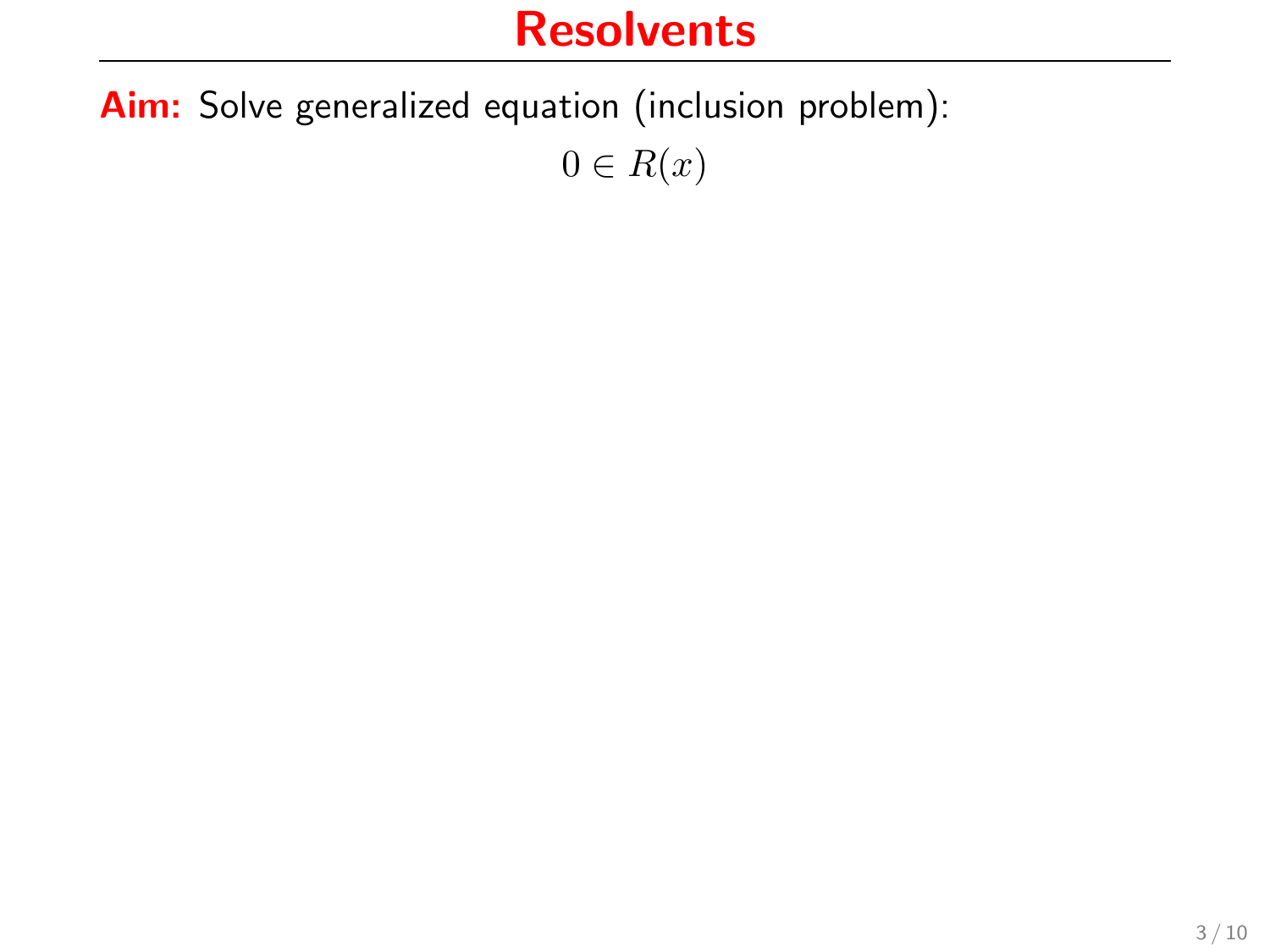# Resolvents

**Aim:** Solve generalized equation (inclusion problem):

$$0 \in R(x)$$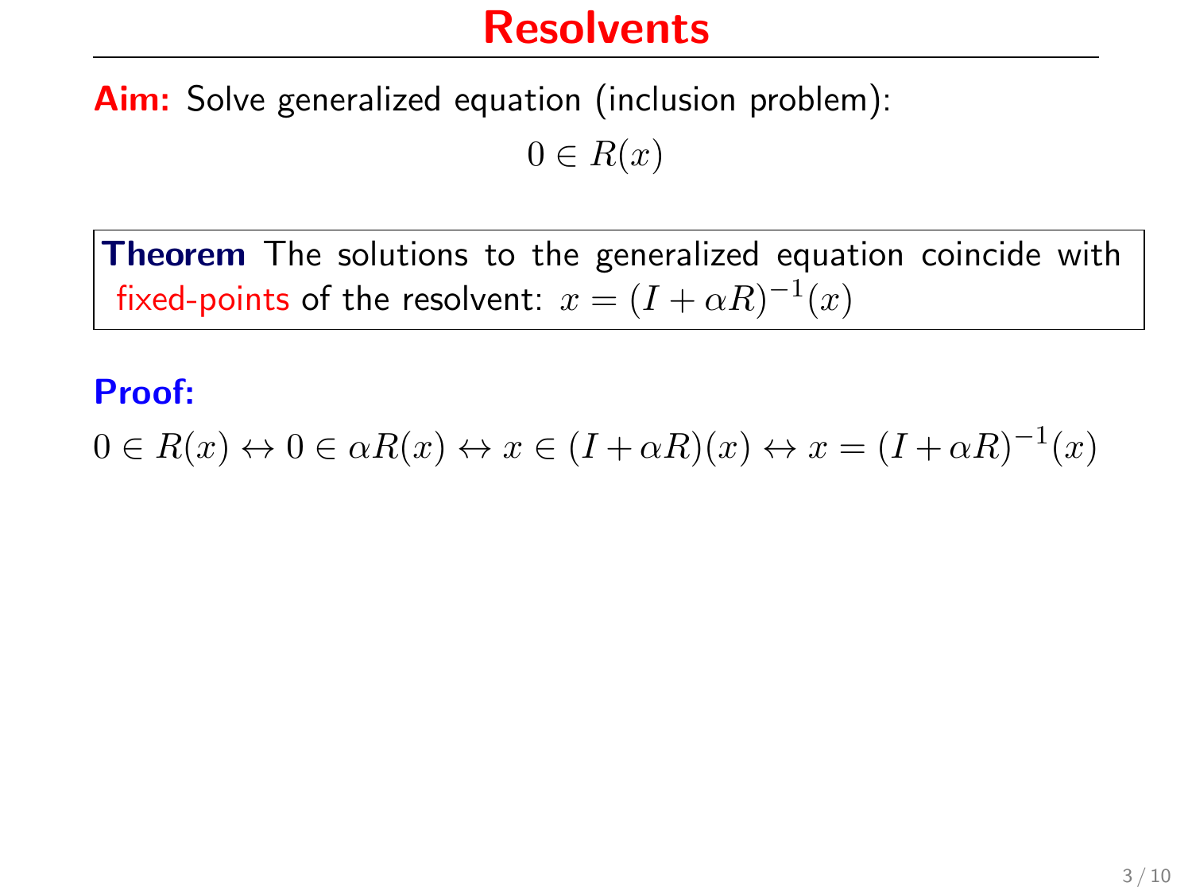# Resolvents

**Aim:** Solve generalized equation (inclusion problem):

$$0 \in R(x)$$

**Theorem** The solutions to the generalized equation coincide with fixed-points of the resolvent: $x = (I + \alpha R)^{-1}(x)$

**Proof:**

$$0 \in R(x) \leftrightarrow 0 \in \alpha R(x) \leftrightarrow x \in (I + \alpha R)(x) \leftrightarrow x = (I + \alpha R)^{-1}(x)$$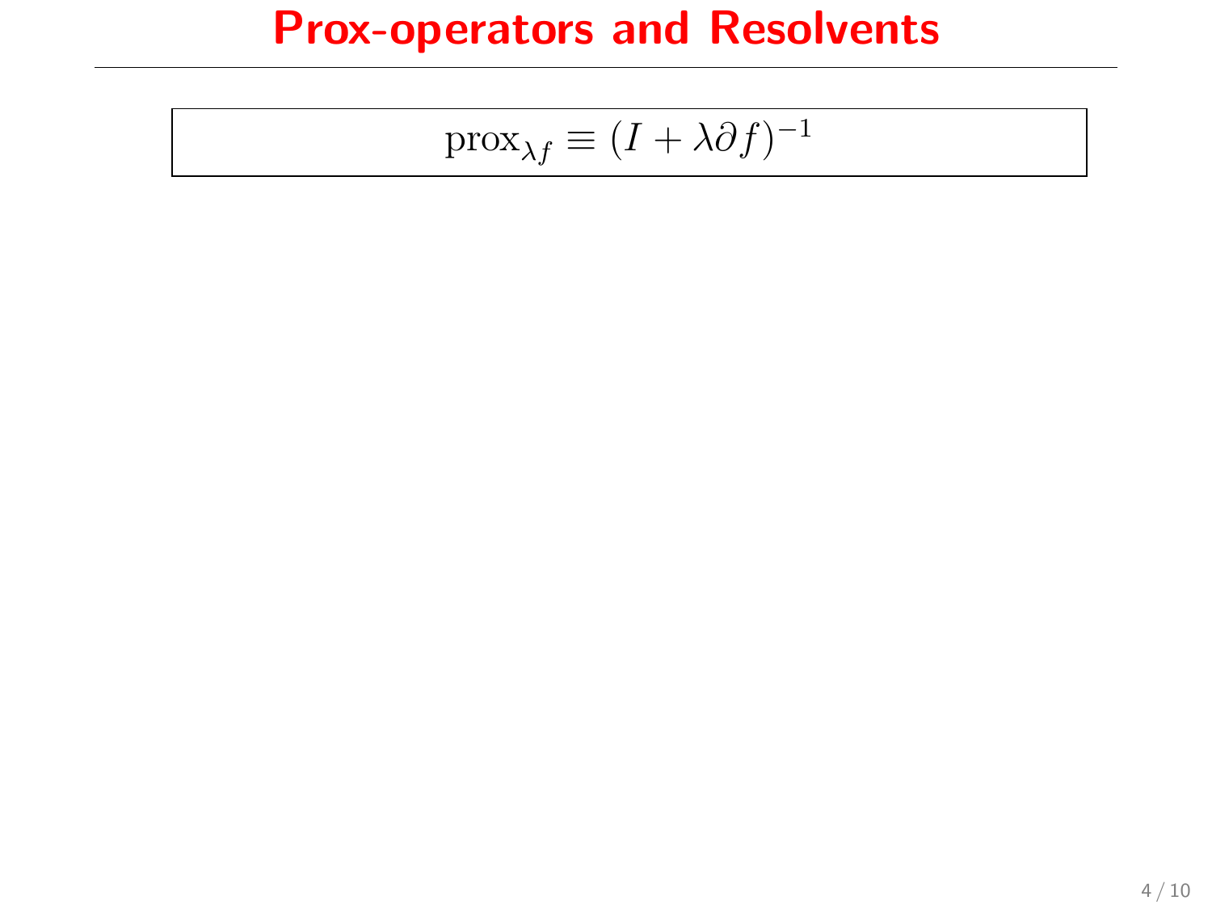# Prox-operators and Resolvents

$$\operatorname{prox}_{\lambda f} \equiv (I + \lambda \partial f)^{-1}$$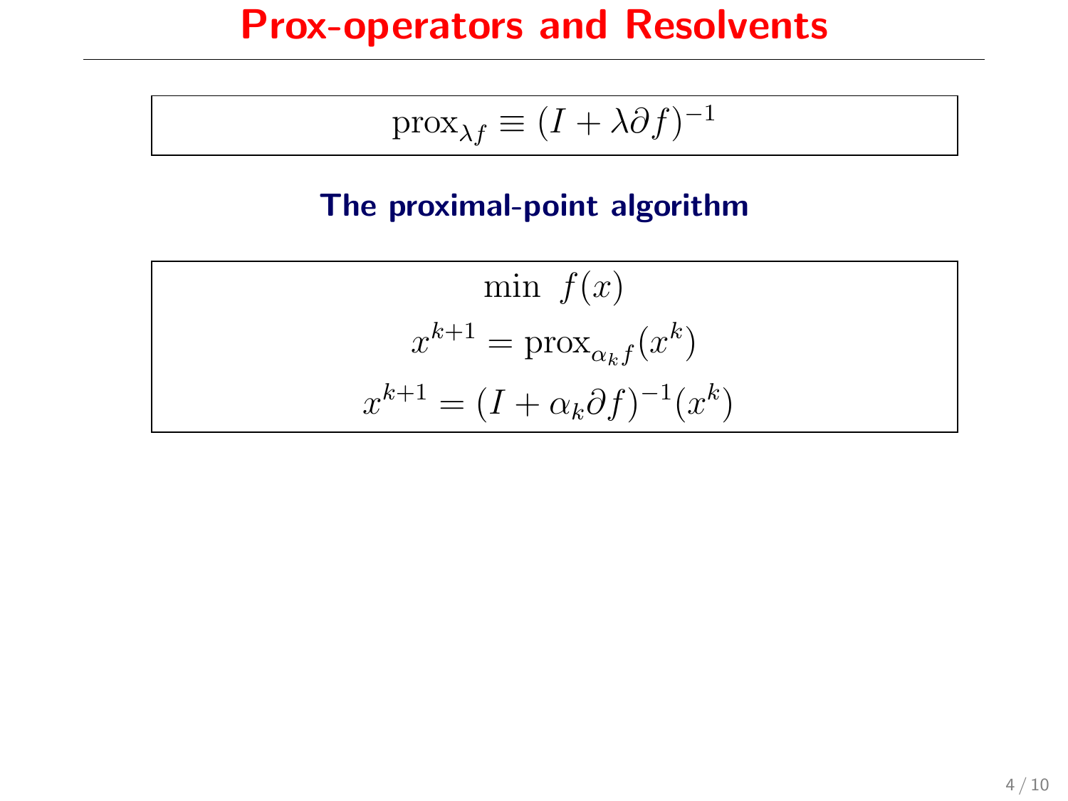# Prox-operators and Resolvents

$$\operatorname{prox}_{\lambda f} \equiv (I + \lambda \partial f)^{-1}$$

### The proximal-point algorithm

$$\min \ f(x)$$

$$x^{k+1} = \operatorname{prox}_{\alpha_k f}(x^k)$$

$$x^{k+1} = (I + \alpha_k \partial f)^{-1}(x^k)$$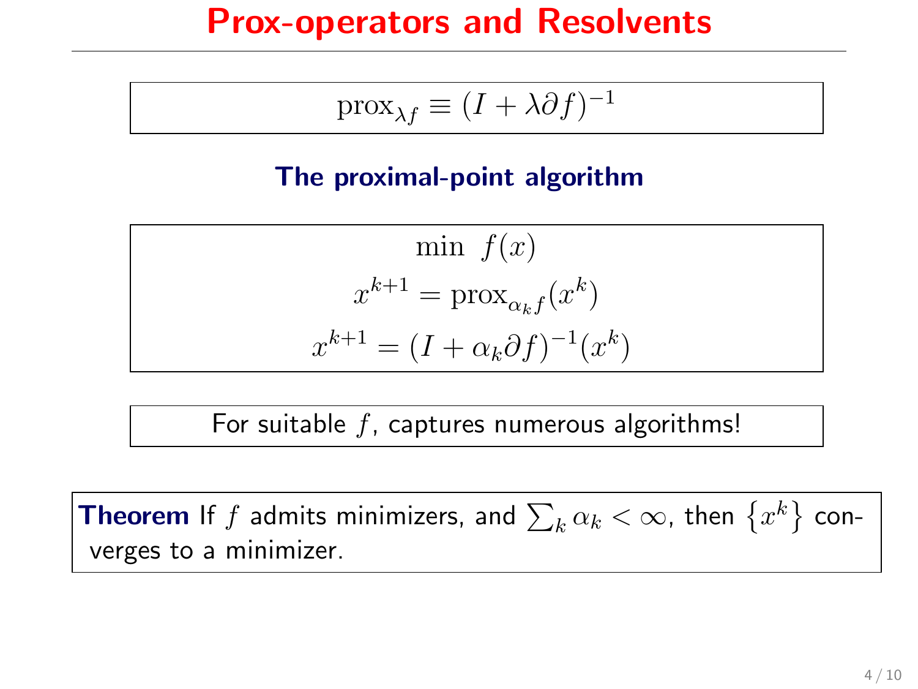# Prox-operators and Resolvents

$$\mathrm{prox}_{\lambda f} \equiv (I + \lambda \partial f)^{-1}$$

### The proximal-point algorithm

$$\min \ f(x)$$

$$x^{k+1} = \mathrm{prox}_{\alpha_k f}(x^k)$$

$$x^{k+1} = (I + \alpha_k \partial f)^{-1}(x^k)$$

For suitable $f$, captures numerous algorithms!

**Theorem** If $f$ admits minimizers, and $\sum_k \alpha_k < \infty$, then $\{x^k\}$ converges to a minimizer.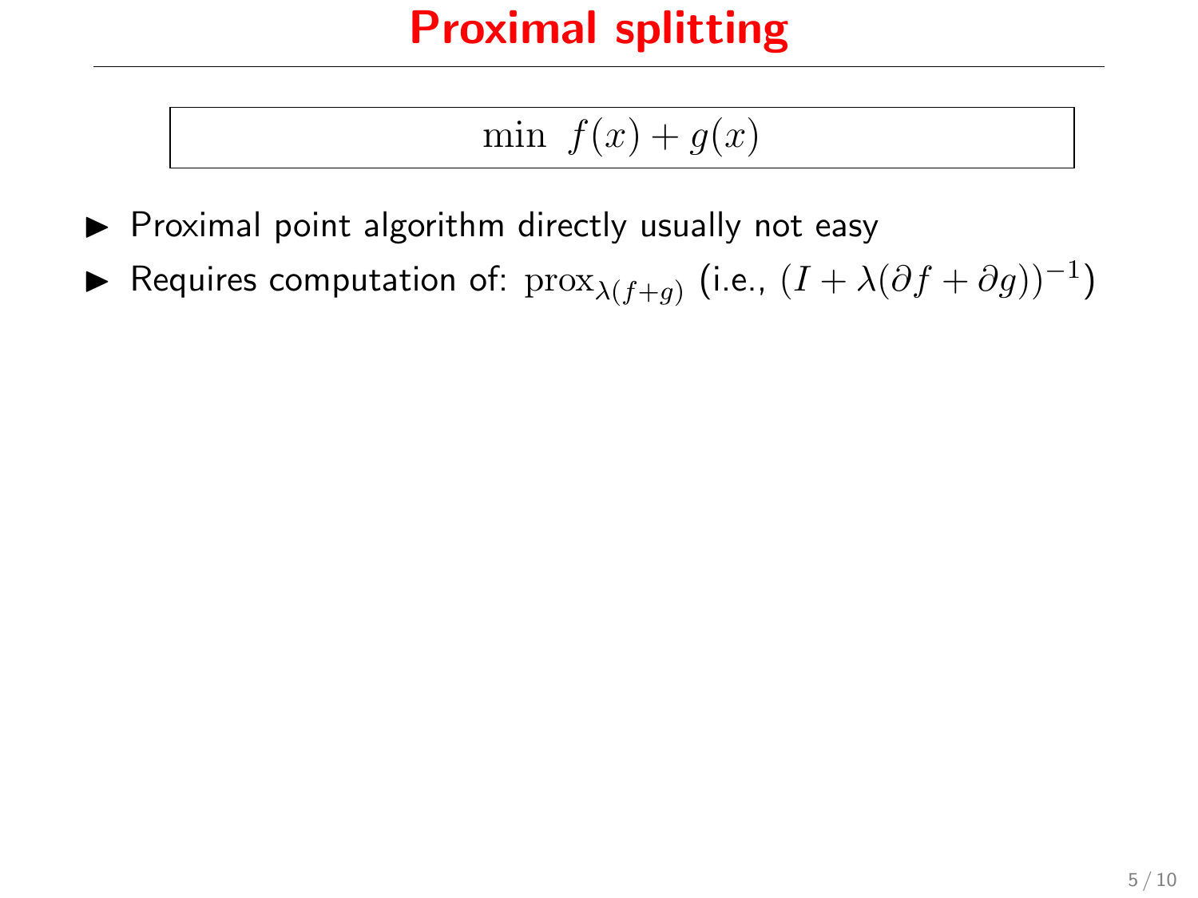# Proximal splitting

$$\min \; f(x) + g(x)$$

- Proximal point algorithm directly usually not easy
- Requires computation of: $\mathrm{prox}_{\lambda(f+g)}$ (i.e., $(I + \lambda(\partial f + \partial g))^{-1}$)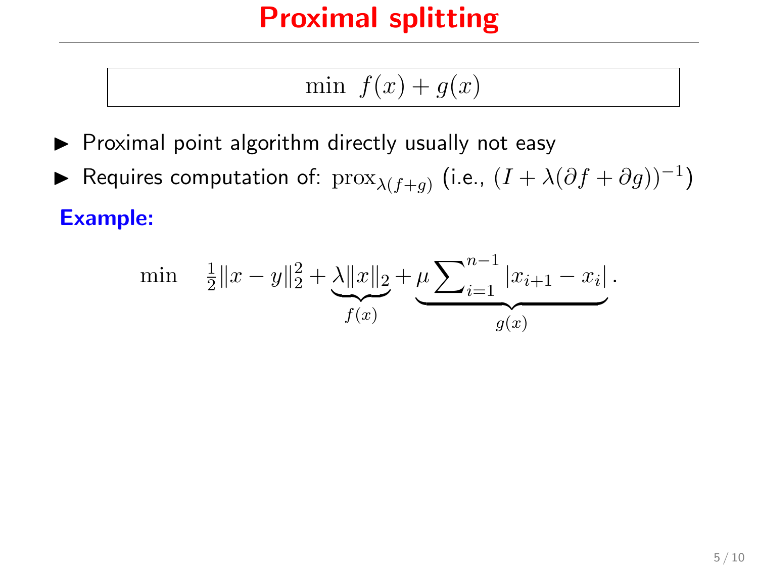# Proximal splitting

$$\min \; f(x) + g(x)$$

- Proximal point algorithm directly usually not easy
- Requires computation of: $\operatorname{prox}_{\lambda(f+g)}$ (i.e., $(I + \lambda(\partial f + \partial g))^{-1}$)

**Example:**

$$\min \quad \tfrac{1}{2}\|x - y\|_2^2 + \underbrace{\lambda\|x\|_2}_{f(x)} + \underbrace{\mu \sum\nolimits_{i=1}^{n-1} |x_{i+1} - x_i|}_{g(x)}.$$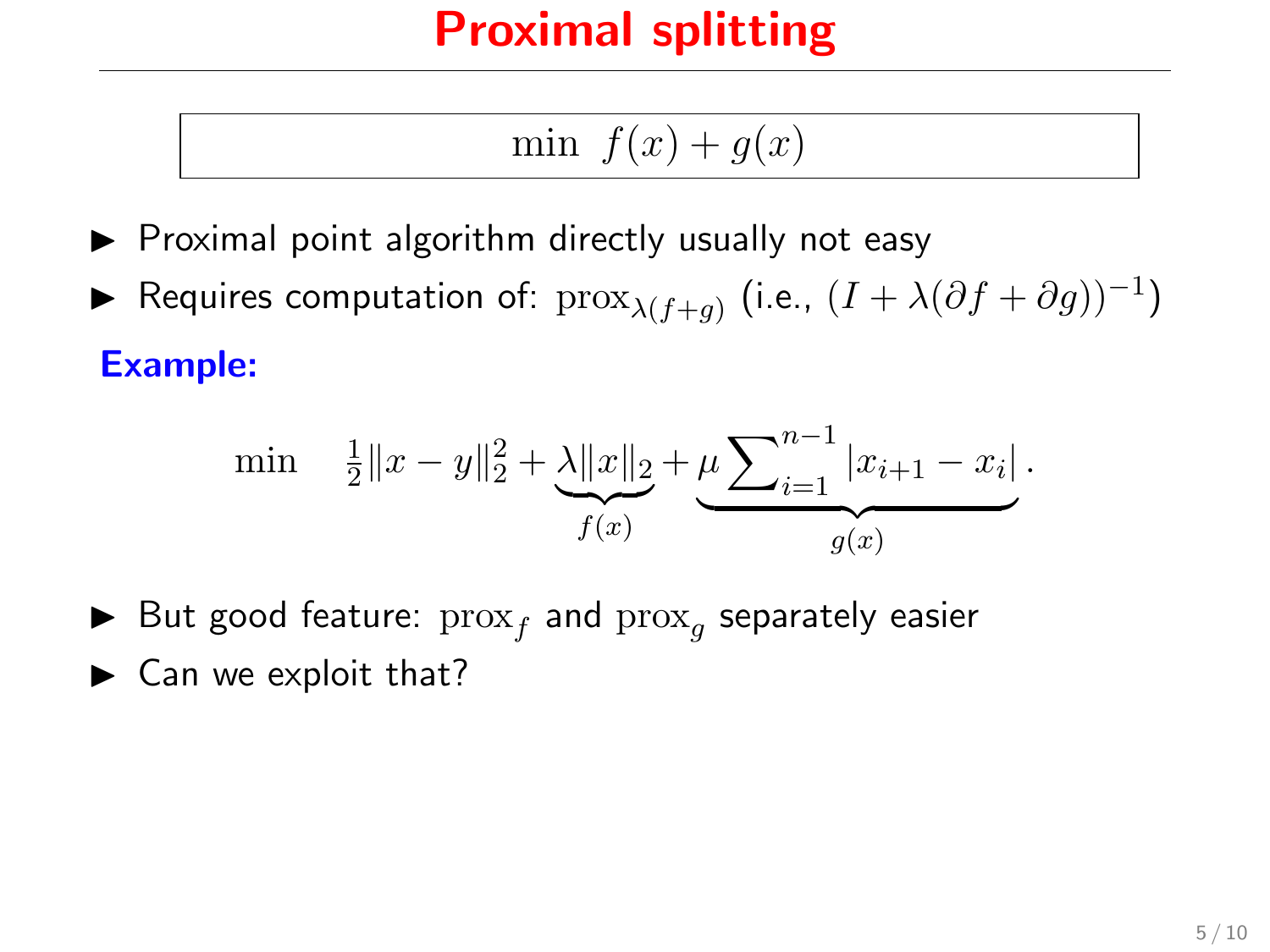# Proximal splitting

$$\min \; f(x) + g(x)$$

- Proximal point algorithm directly usually not easy
- Requires computation of: $\text{prox}_{\lambda(f+g)}$ (i.e., $(I + \lambda(\partial f + \partial g))^{-1}$)

**Example:**

$$\min \quad \tfrac{1}{2}\|x - y\|_2^2 + \underbrace{\lambda\|x\|_2}_{f(x)} + \underbrace{\mu \sum\nolimits_{i=1}^{n-1} |x_{i+1} - x_i|}_{g(x)}.$$

- But good feature: $\text{prox}_f$ and $\text{prox}_g$ separately easier
- Can we exploit that?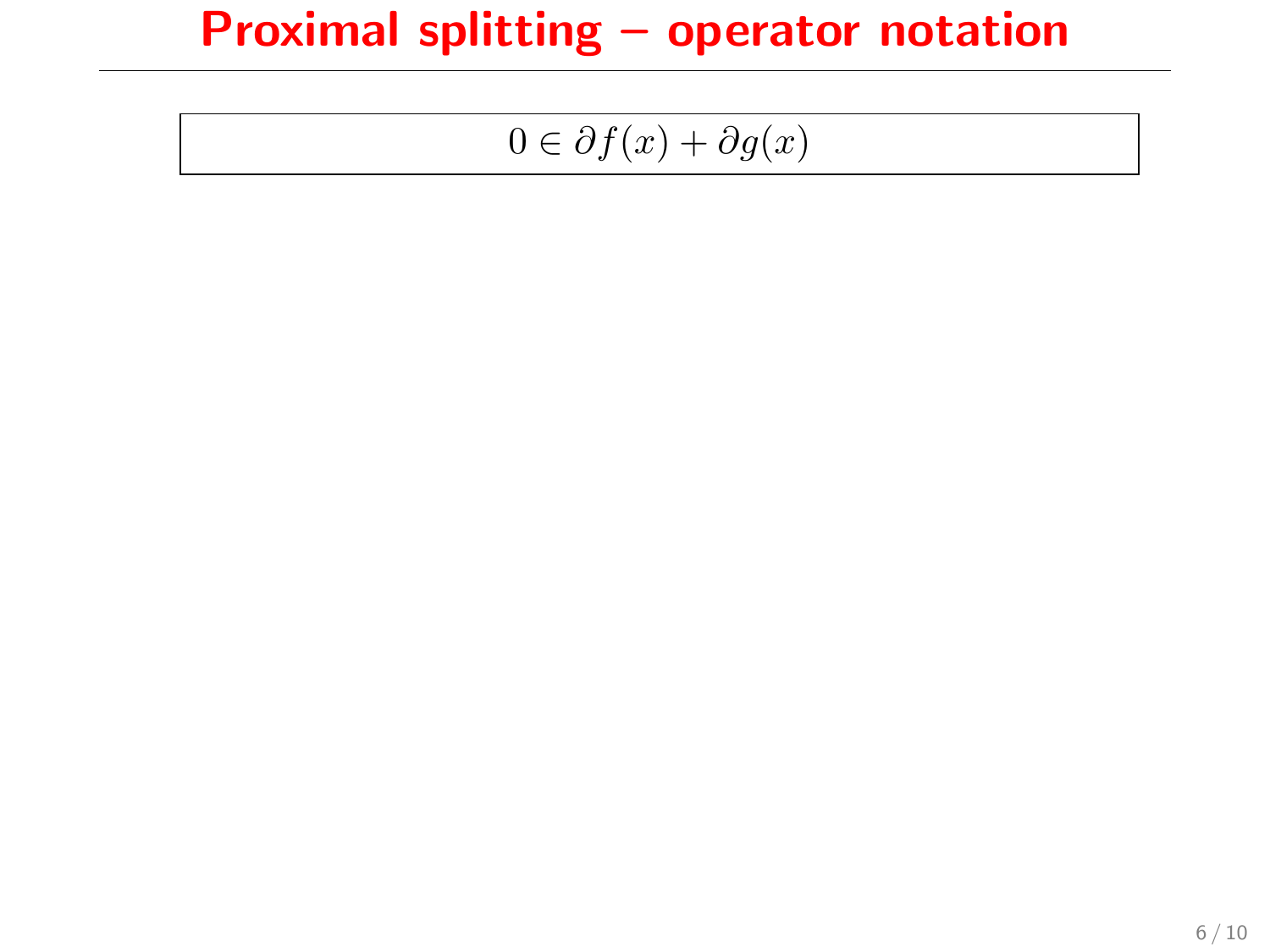# Proximal splitting – operator notation

$$0 \in \partial f(x) + \partial g(x)$$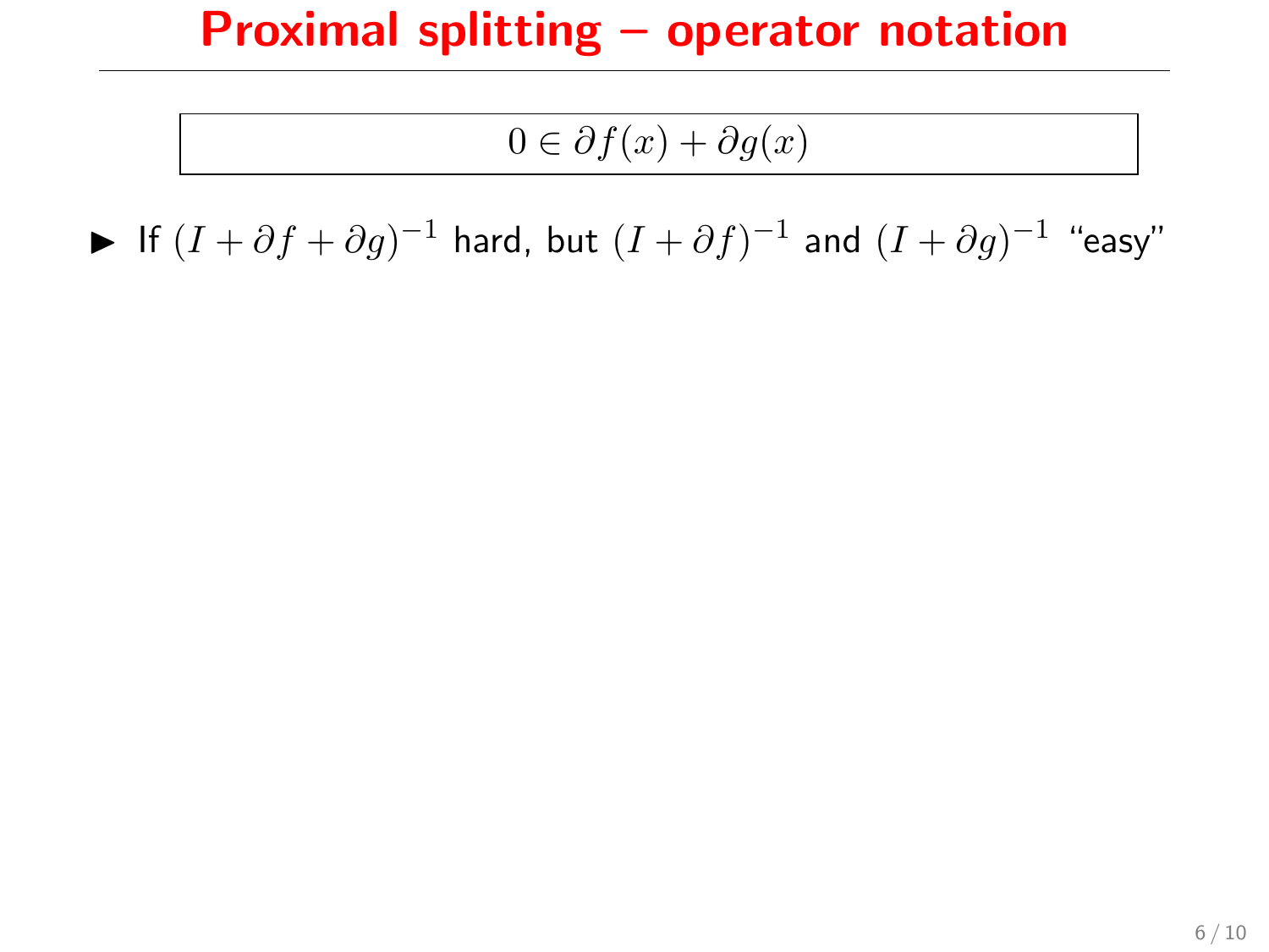# Proximal splitting – operator notation

$$0 \in \partial f(x) + \partial g(x)$$

- If $(I + \partial f + \partial g)^{-1}$ hard, but $(I + \partial f)^{-1}$ and $(I + \partial g)^{-1}$ "easy"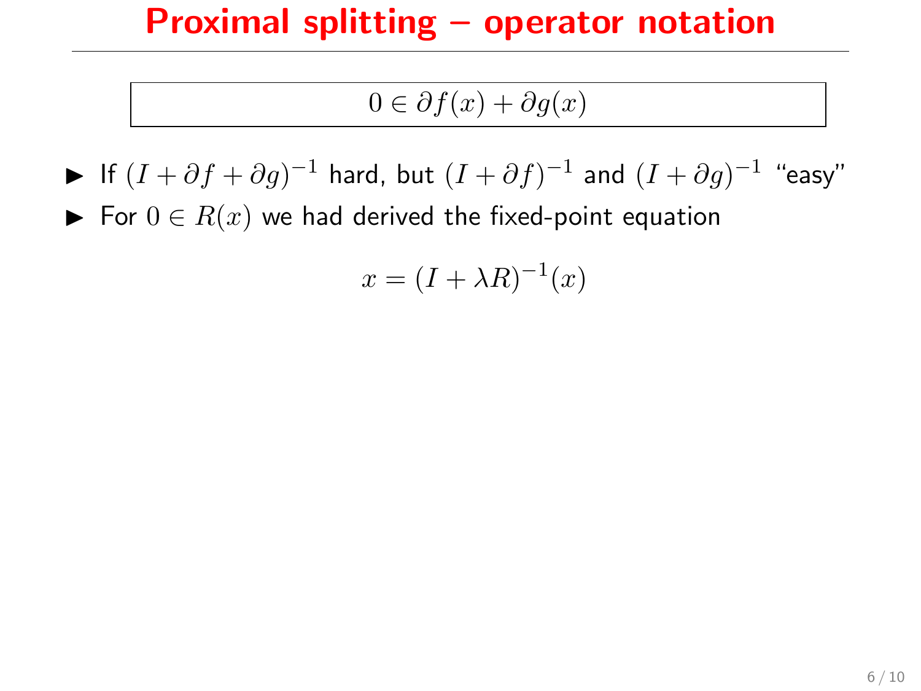# Proximal splitting – operator notation

$$0 \in \partial f(x) + \partial g(x)$$

- If $(I + \partial f + \partial g)^{-1}$ hard, but $(I + \partial f)^{-1}$ and $(I + \partial g)^{-1}$ "easy"
- For $0 \in R(x)$ we had derived the fixed-point equation

$$x = (I + \lambda R)^{-1}(x)$$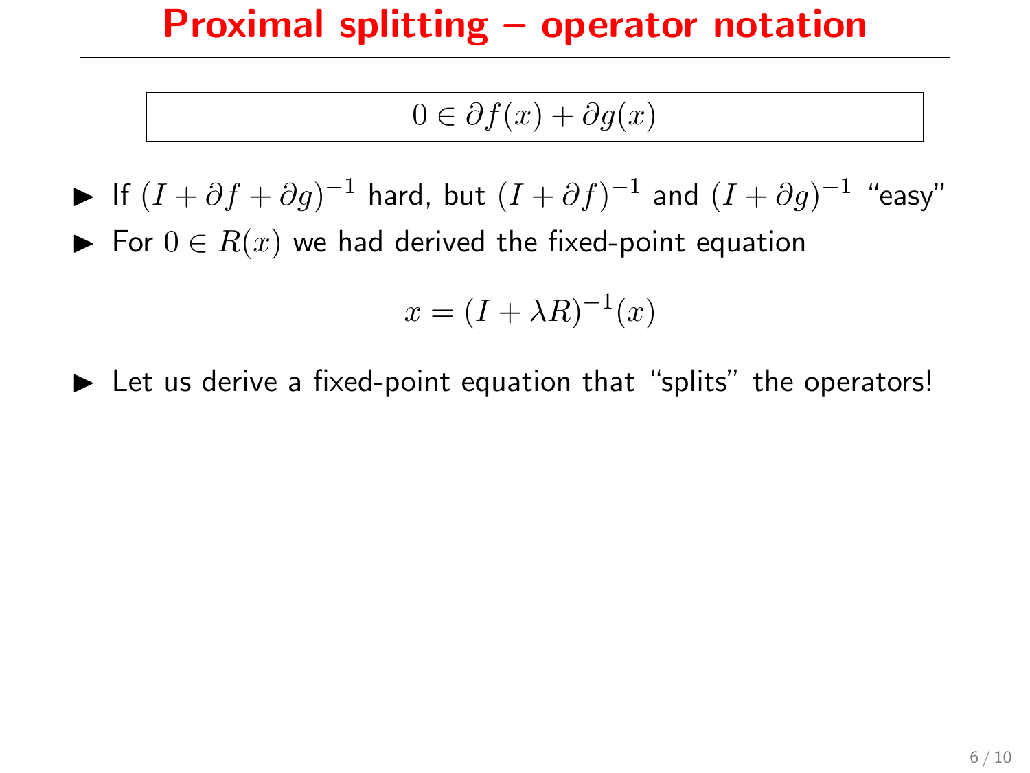# Proximal splitting – operator notation

$$0 \in \partial f(x) + \partial g(x)$$

- If $(I + \partial f + \partial g)^{-1}$ hard, but $(I + \partial f)^{-1}$ and $(I + \partial g)^{-1}$ "easy"
- For $0 \in R(x)$ we had derived the fixed-point equation

$$x = (I + \lambda R)^{-1}(x)$$

- Let us derive a fixed-point equation that "splits" the operators!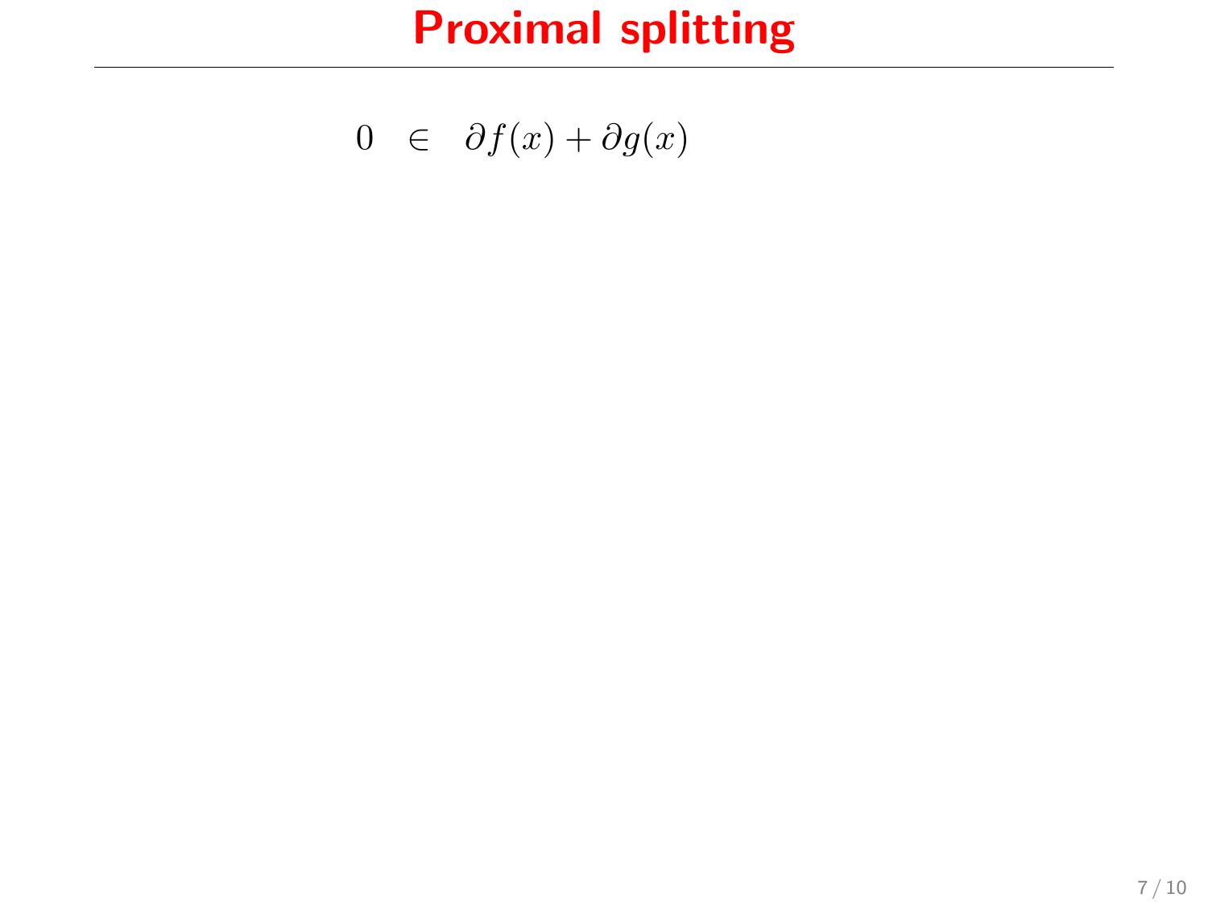# Proximal splitting

$$0 \in \partial f(x) + \partial g(x)$$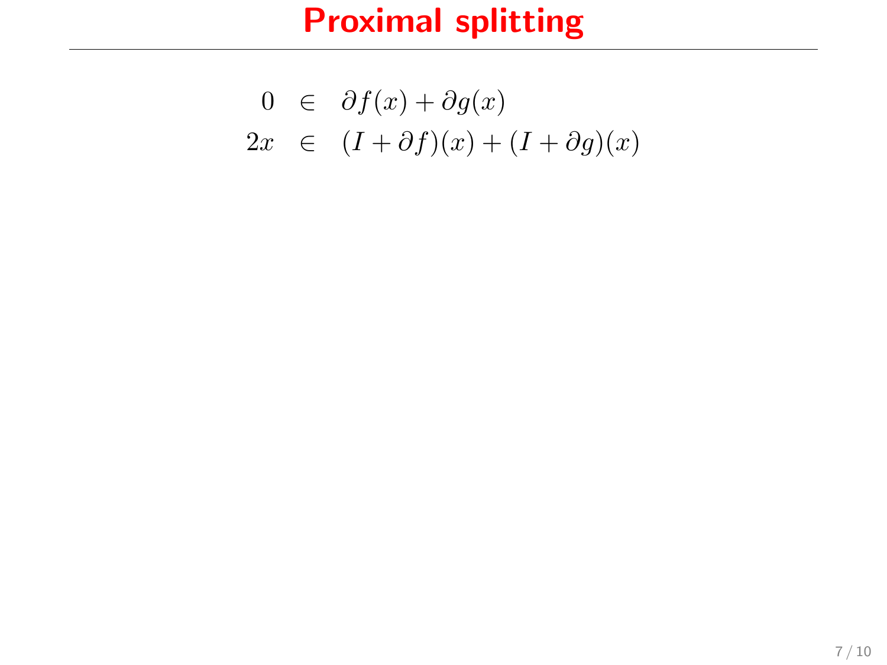# Proximal splitting

$$
\begin{aligned}
0 &\in \partial f(x) + \partial g(x) \\
2x &\in (I + \partial f)(x) + (I + \partial g)(x)
\end{aligned}
$$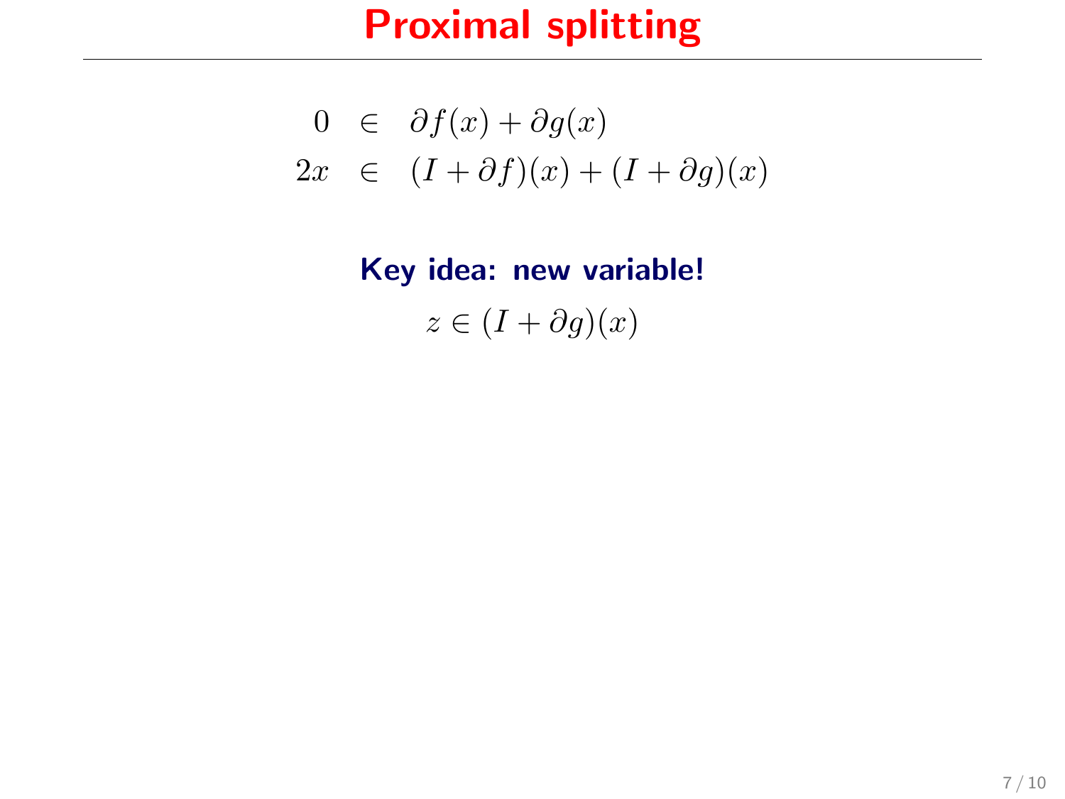# Proximal splitting

$$
\begin{aligned}
0 &\in \partial f(x) + \partial g(x) \\
2x &\in (I + \partial f)(x) + (I + \partial g)(x)
\end{aligned}
$$

**Key idea: new variable!**

$$z \in (I + \partial g)(x)$$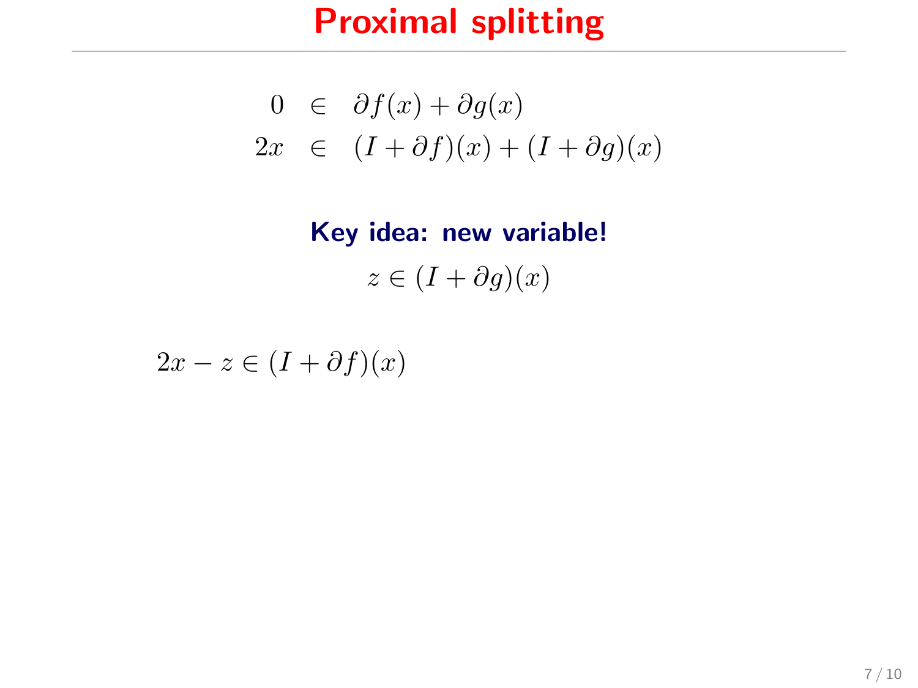# Proximal splitting

$$
\begin{aligned}
0 &\in \partial f(x) + \partial g(x) \\
2x &\in (I + \partial f)(x) + (I + \partial g)(x)
\end{aligned}
$$

**Key idea: new variable!**

$$z \in (I + \partial g)(x)$$

$2x - z \in (I + \partial f)(x)$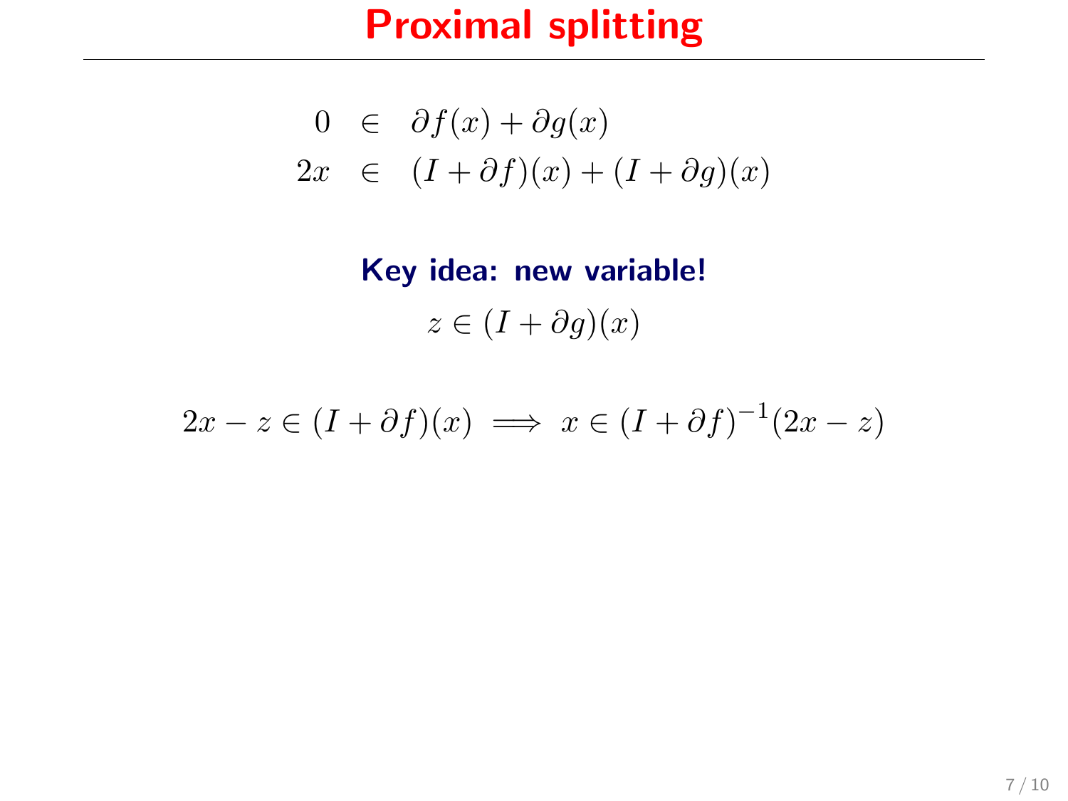# Proximal splitting

$$
\begin{aligned}
0 &\in \partial f(x) + \partial g(x) \\
2x &\in (I + \partial f)(x) + (I + \partial g)(x)
\end{aligned}
$$

**Key idea: new variable!**

$$z \in (I + \partial g)(x)$$

$$2x - z \in (I + \partial f)(x) \implies x \in (I + \partial f)^{-1}(2x - z)$$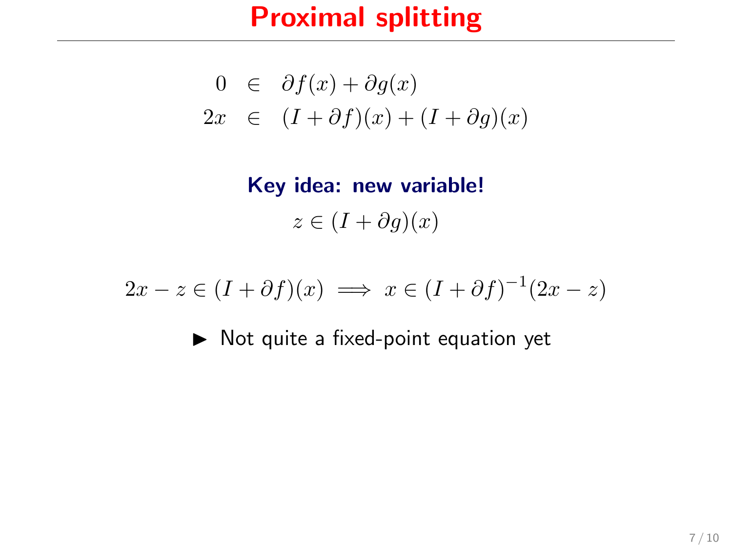# Proximal splitting

$$
\begin{aligned}
0 &\in \partial f(x) + \partial g(x) \\
2x &\in (I + \partial f)(x) + (I + \partial g)(x)
\end{aligned}
$$

**Key idea: new variable!**

$$z \in (I + \partial g)(x)$$

$$2x - z \in (I + \partial f)(x) \implies x \in (I + \partial f)^{-1}(2x - z)$$

- Not quite a fixed-point equation yet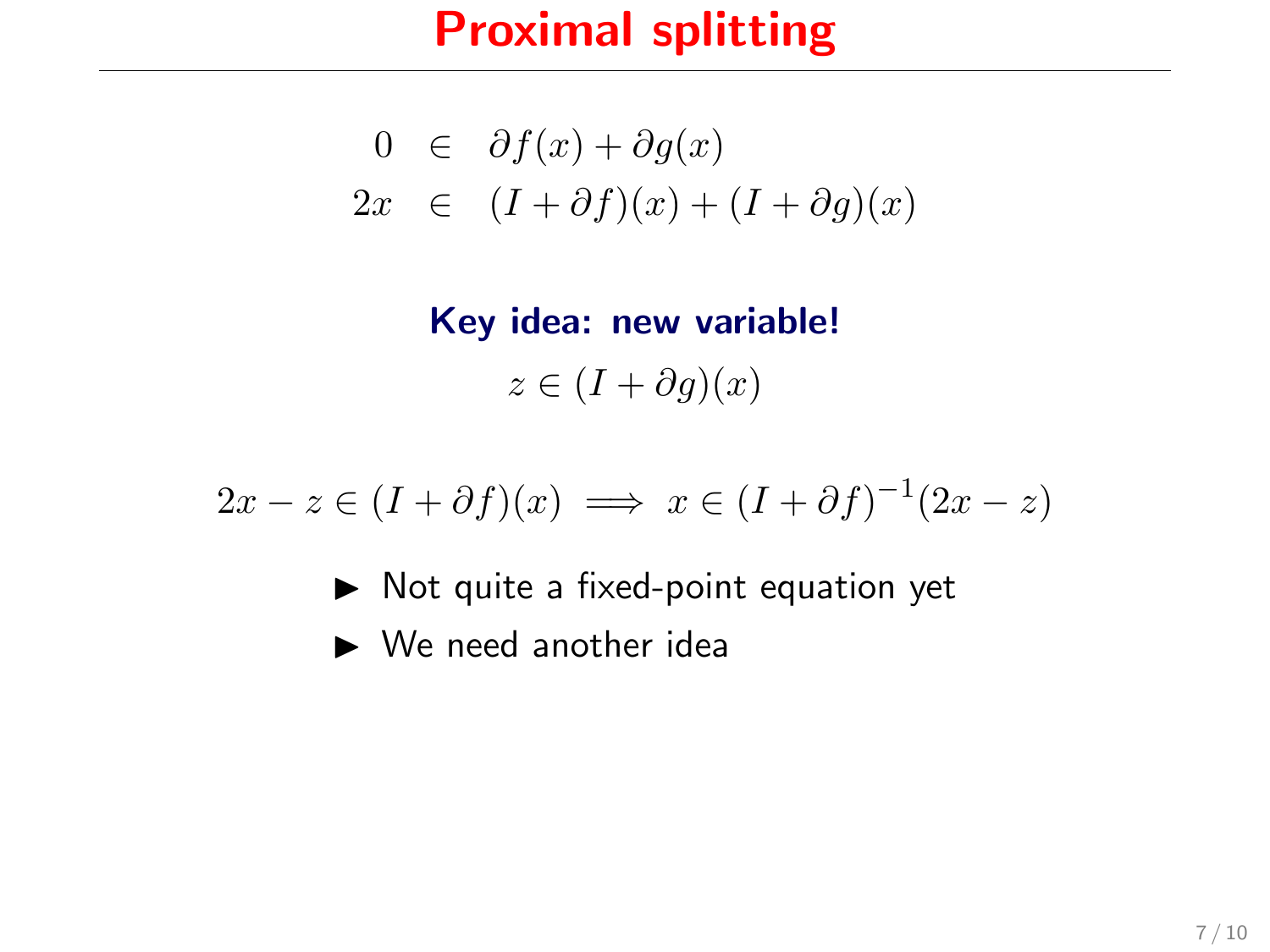# Proximal splitting

$$
\begin{aligned}
0 &\in \partial f(x) + \partial g(x) \\
2x &\in (I + \partial f)(x) + (I + \partial g)(x)
\end{aligned}
$$

**Key idea: new variable!**

$$z \in (I + \partial g)(x)$$

$$2x - z \in (I + \partial f)(x) \implies x \in (I + \partial f)^{-1}(2x - z)$$

- Not quite a fixed-point equation yet
- We need another idea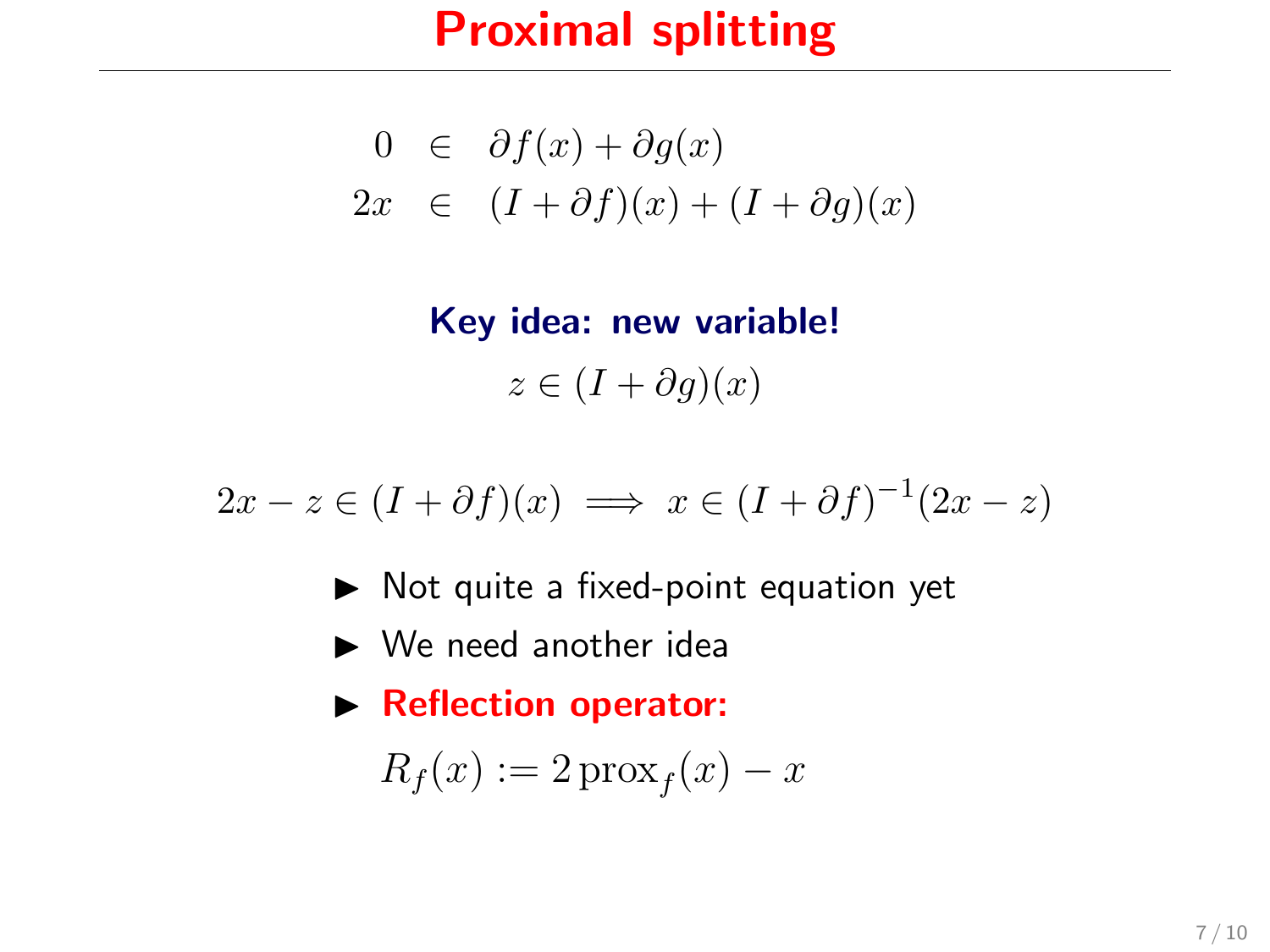# Proximal splitting

$$
\begin{aligned}
0 &\in \partial f(x) + \partial g(x) \\
2x &\in (I + \partial f)(x) + (I + \partial g)(x)
\end{aligned}
$$

**Key idea: new variable!**

$$z \in (I + \partial g)(x)$$

$$2x - z \in (I + \partial f)(x) \implies x \in (I + \partial f)^{-1}(2x - z)$$

- Not quite a fixed-point equation yet
- We need another idea
- **Reflection operator:**

  $$R_f(x) := 2\,\mathrm{prox}_f(x) - x$$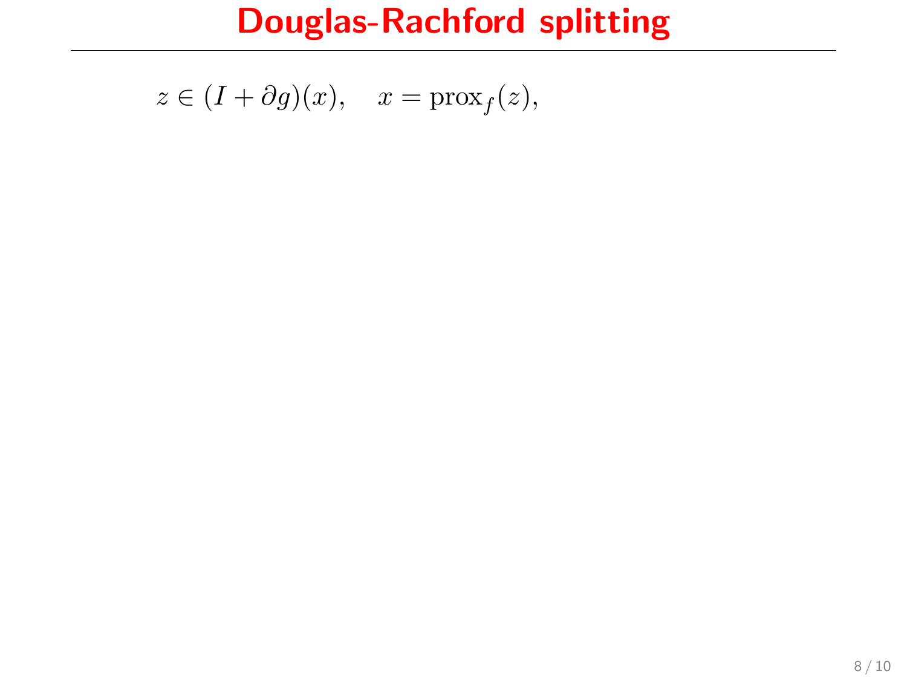# Douglas-Rachford splitting

$$z \in (I + \partial g)(x), \quad x = \text{prox}_f(z),$$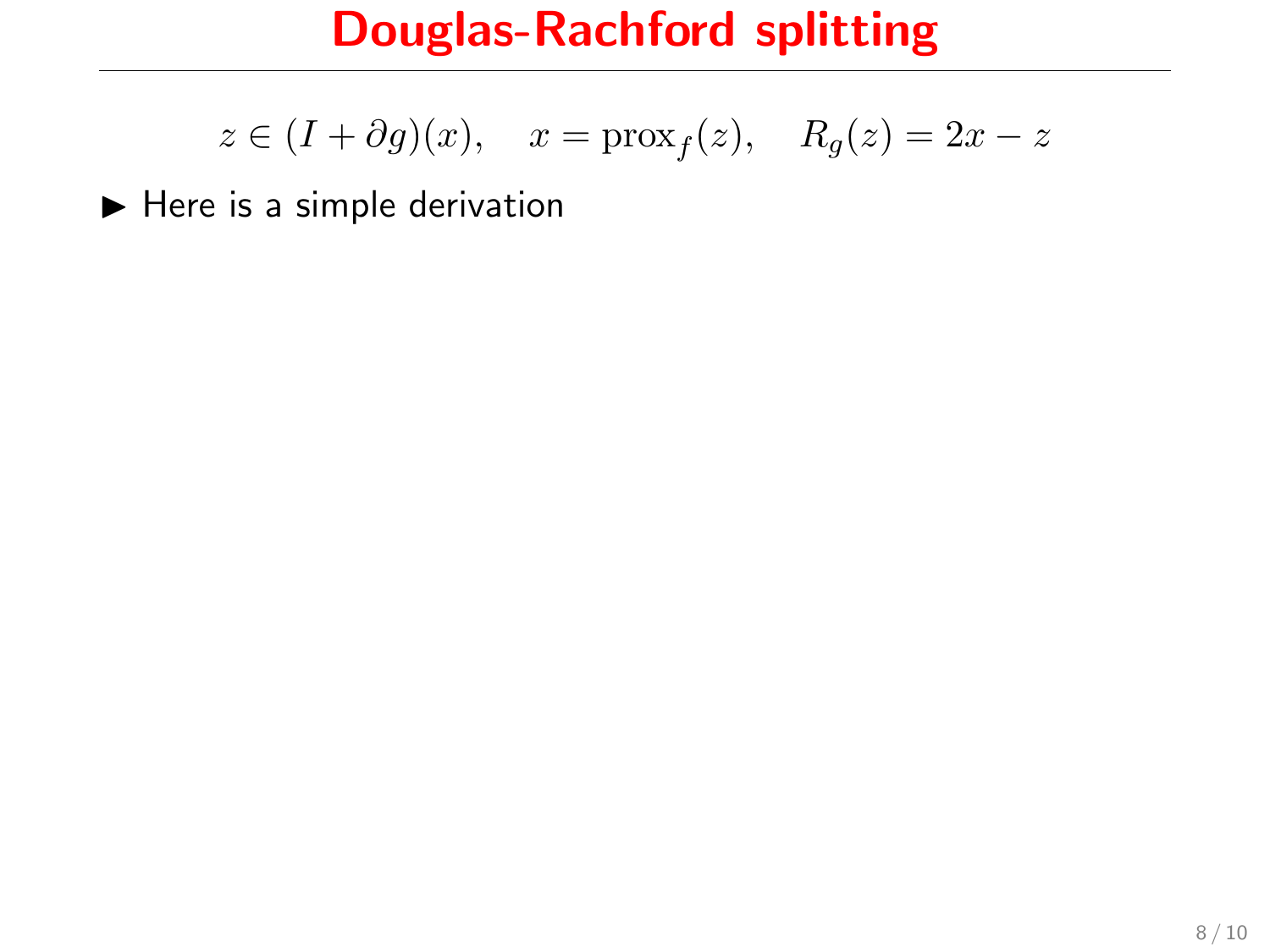# Douglas-Rachford splitting

$$z \in (I + \partial g)(x), \quad x = \text{prox}_f(z), \quad R_g(z) = 2x - z$$

- Here is a simple derivation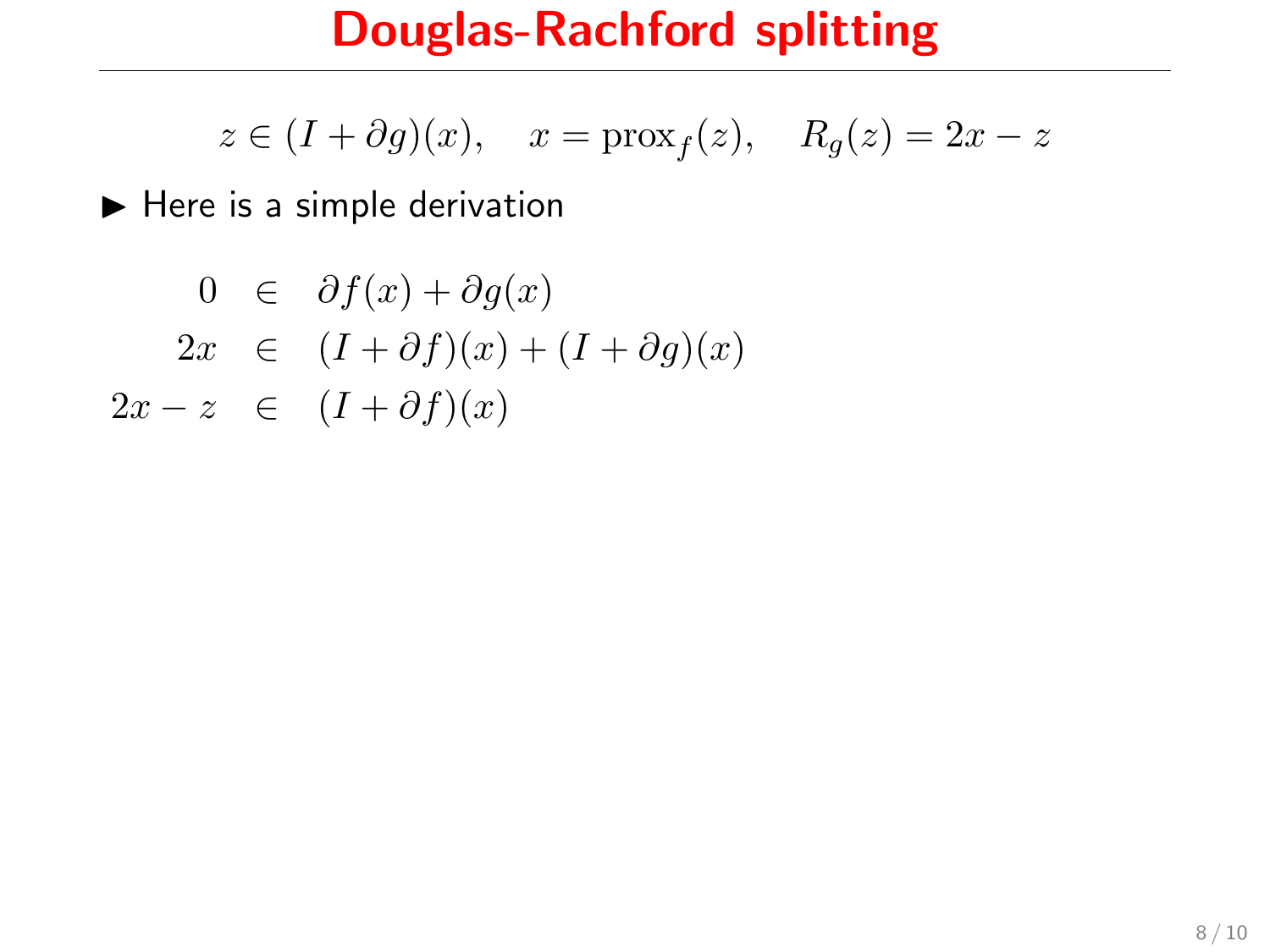# Douglas-Rachford splitting

$$z \in (I + \partial g)(x), \quad x = \text{prox}_f(z), \quad R_g(z) = 2x - z$$

- Here is a simple derivation

$$
\begin{aligned}
0 &\in \partial f(x) + \partial g(x) \\
2x &\in (I + \partial f)(x) + (I + \partial g)(x) \\
2x - z &\in (I + \partial f)(x)
\end{aligned}
$$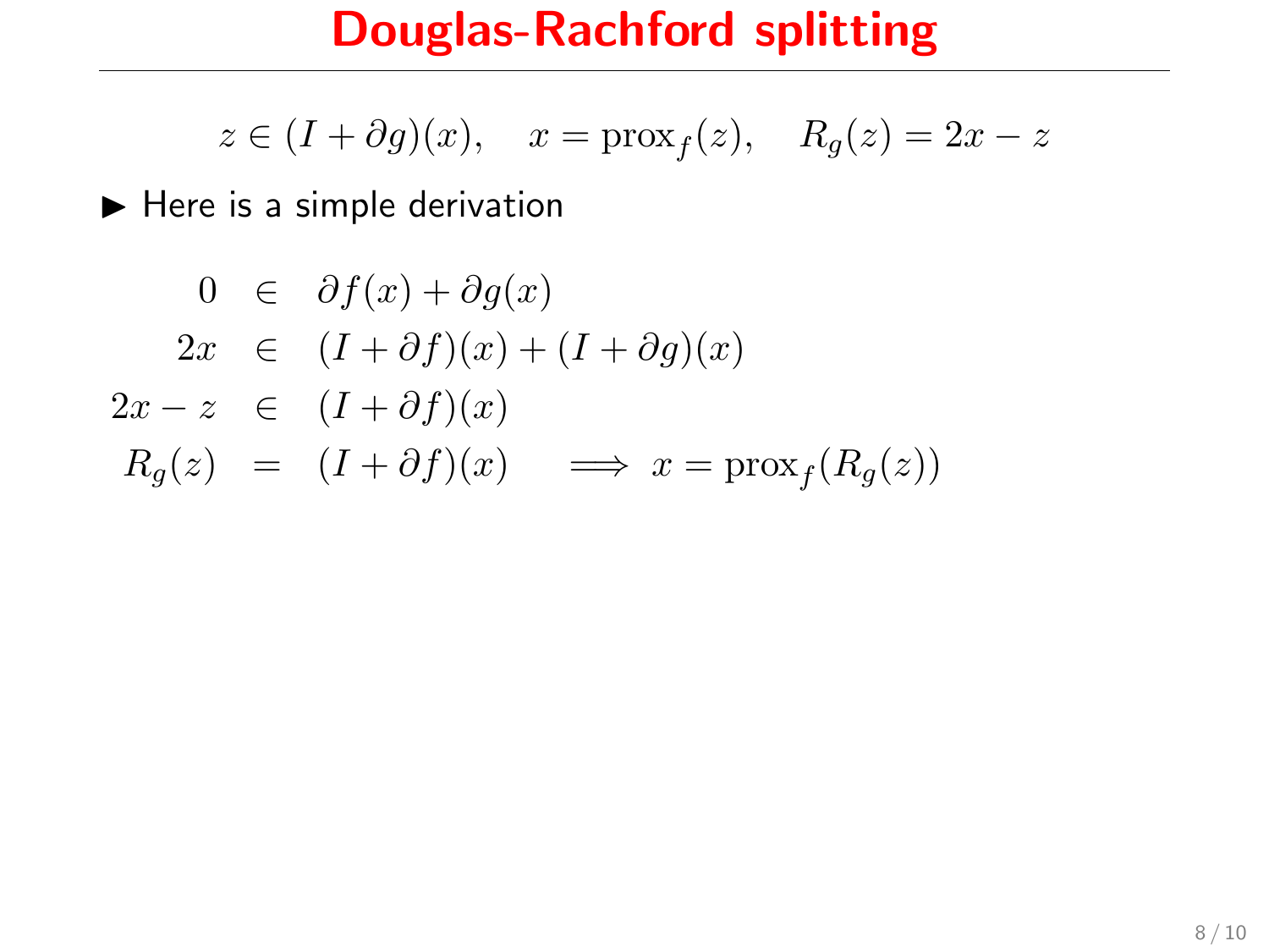# Douglas-Rachford splitting

$$z \in (I + \partial g)(x), \quad x = \text{prox}_f(z), \quad R_g(z) = 2x - z$$

- Here is a simple derivation

$$\begin{aligned}
0 &\in \partial f(x) + \partial g(x) \\
2x &\in (I + \partial f)(x) + (I + \partial g)(x) \\
2x - z &\in (I + \partial f)(x) \\
R_g(z) &= (I + \partial f)(x) \quad \implies x = \text{prox}_f(R_g(z))
\end{aligned}$$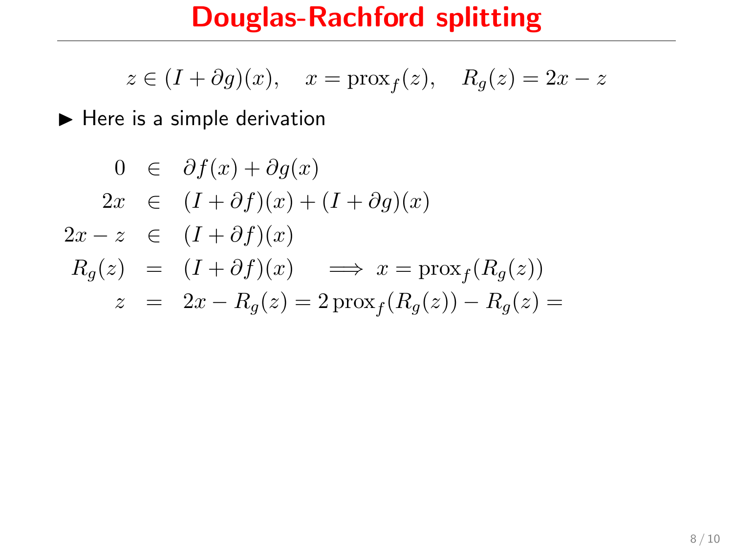# Douglas-Rachford splitting

$$z \in (I + \partial g)(x), \quad x = \mathrm{prox}_f(z), \quad R_g(z) = 2x - z$$

- Here is a simple derivation

$$\begin{aligned}
0 &\in \partial f(x) + \partial g(x) \\
2x &\in (I + \partial f)(x) + (I + \partial g)(x) \\
2x - z &\in (I + \partial f)(x) \\
R_g(z) &= (I + \partial f)(x) \quad \implies x = \mathrm{prox}_f(R_g(z)) \\
z &= 2x - R_g(z) = 2\,\mathrm{prox}_f(R_g(z)) - R_g(z) =
\end{aligned}$$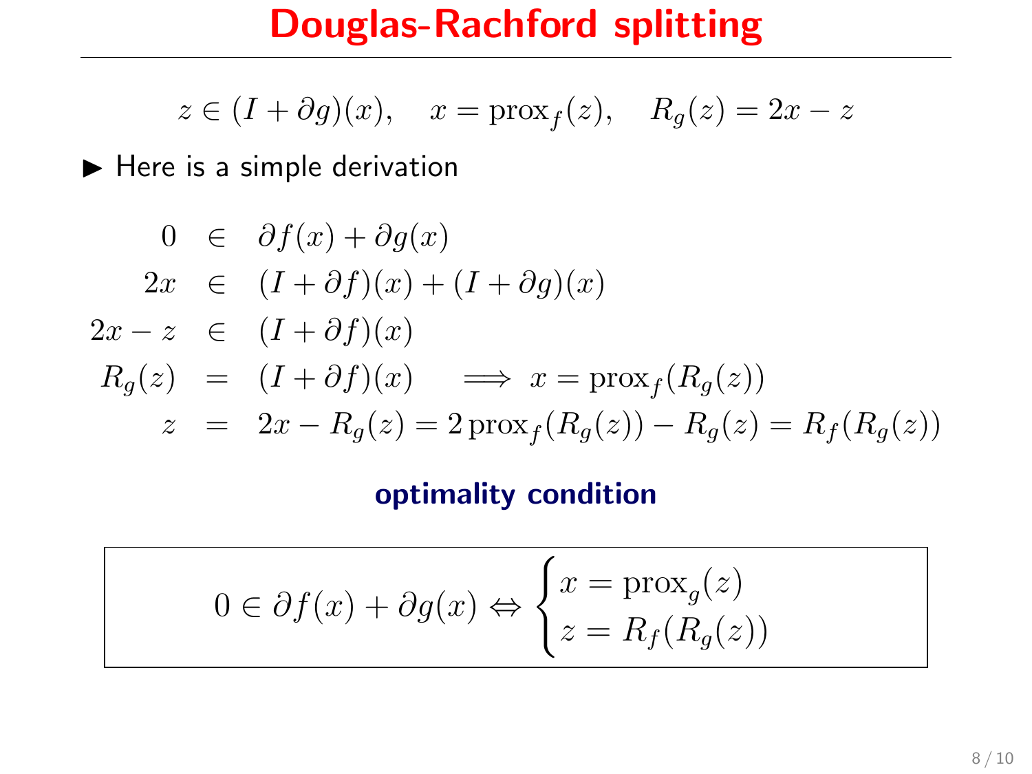# Douglas-Rachford splitting

$$z \in (I + \partial g)(x), \quad x = \operatorname{prox}_f(z), \quad R_g(z) = 2x - z$$

- Here is a simple derivation

$$
\begin{aligned}
0 &\in \partial f(x) + \partial g(x) \\
2x &\in (I + \partial f)(x) + (I + \partial g)(x) \\
2x - z &\in (I + \partial f)(x) \\
R_g(z) &= (I + \partial f)(x) \quad \implies x = \operatorname{prox}_f(R_g(z)) \\
z &= 2x - R_g(z) = 2\operatorname{prox}_f(R_g(z)) - R_g(z) = R_f(R_g(z))
\end{aligned}
$$

**optimality condition**

$$0 \in \partial f(x) + \partial g(x) \Leftrightarrow \begin{cases} x = \operatorname{prox}_g(z) \\ z = R_f(R_g(z)) \end{cases}$$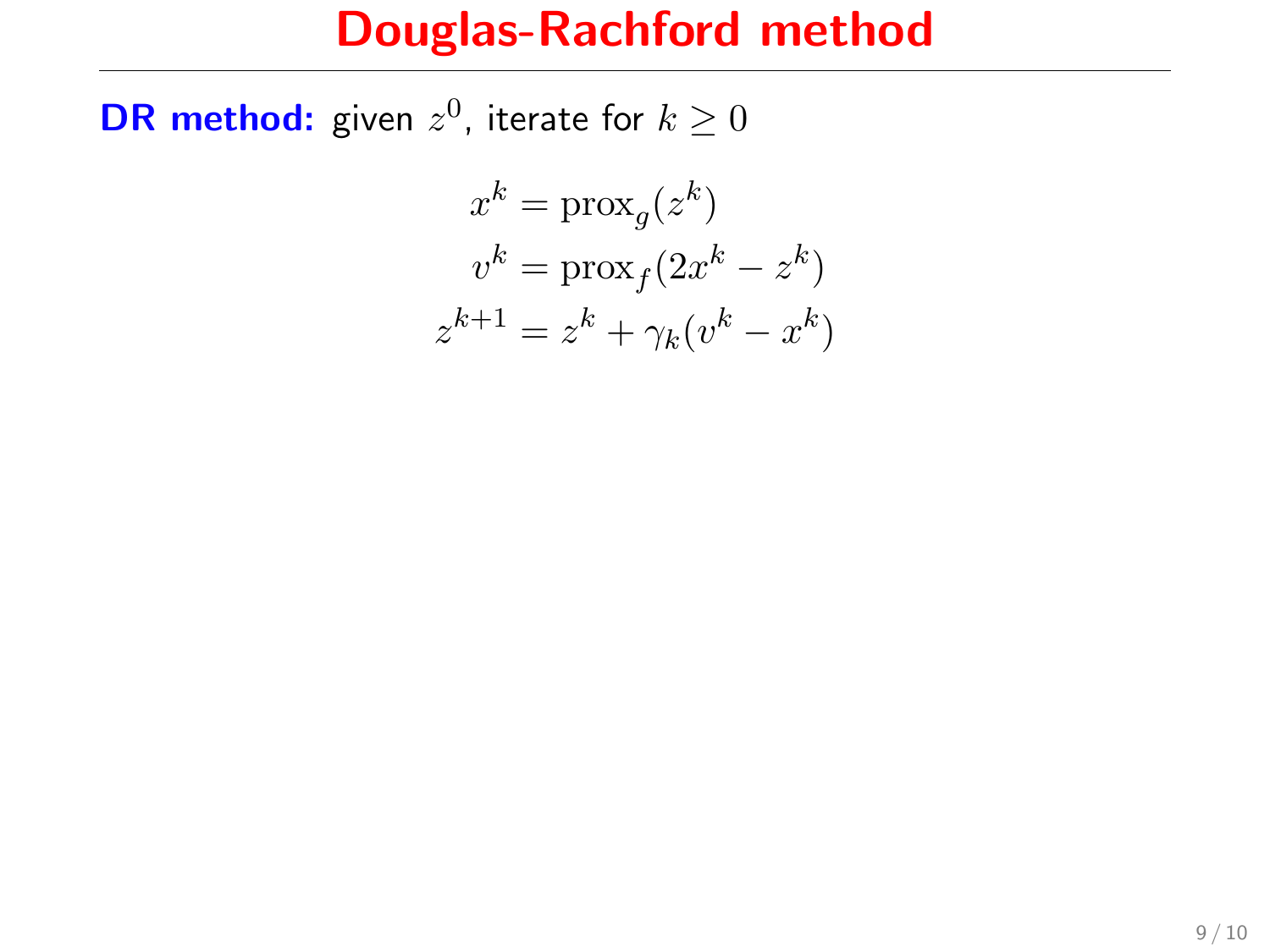# Douglas-Rachford method

**DR method:** given $z^0$, iterate for $k \geq 0$

$$
\begin{aligned}
x^k &= \operatorname{prox}_g(z^k) \\
v^k &= \operatorname{prox}_f(2x^k - z^k) \\
z^{k+1} &= z^k + \gamma_k(v^k - x^k)
\end{aligned}
$$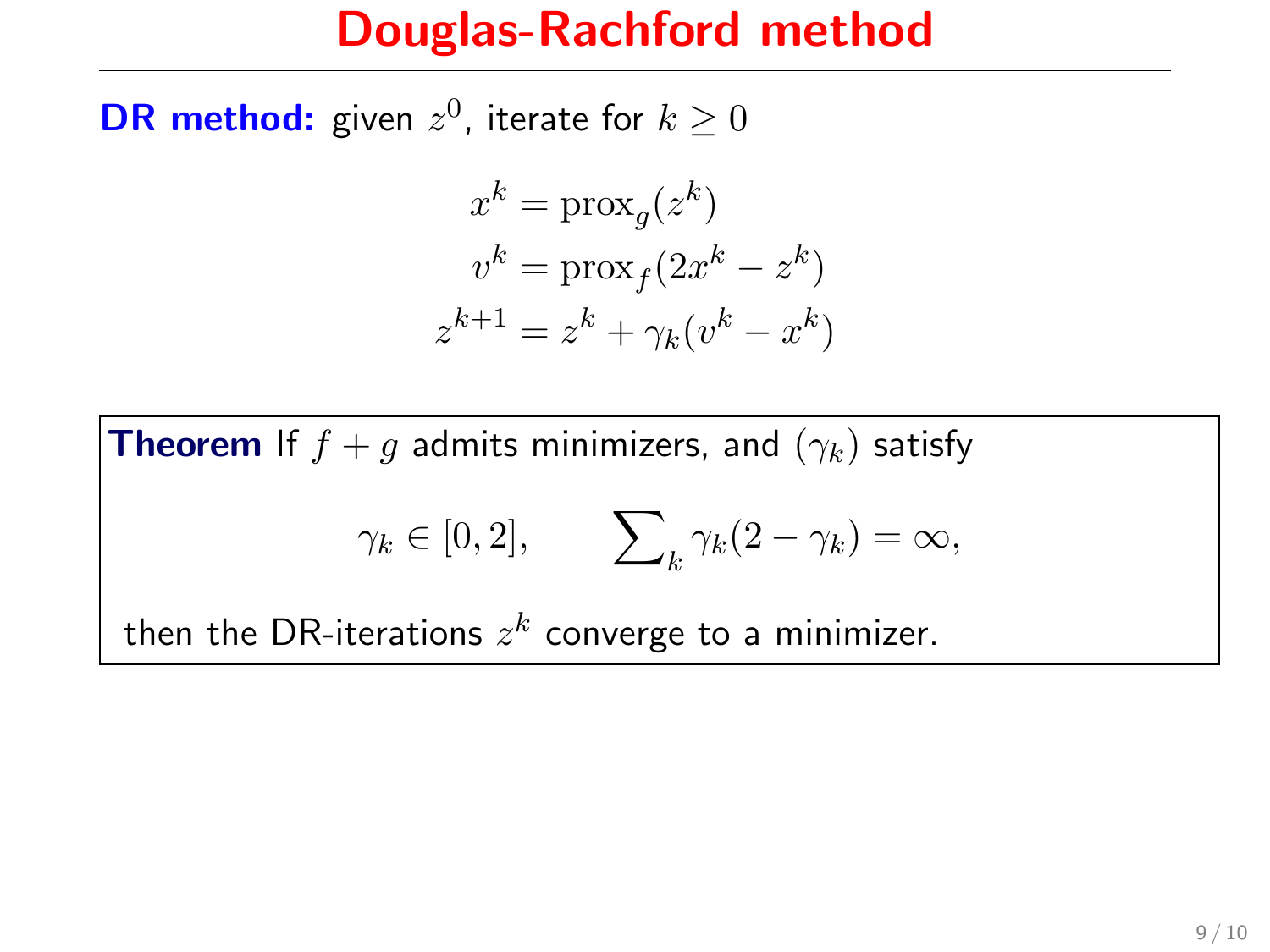# Douglas-Rachford method

**DR method:** given $z^0$, iterate for $k \geq 0$

$$
\begin{aligned}
x^k &= \mathrm{prox}_g(z^k) \\
v^k &= \mathrm{prox}_f(2x^k - z^k) \\
z^{k+1} &= z^k + \gamma_k(v^k - x^k)
\end{aligned}
$$

**Theorem** If $f + g$ admits minimizers, and $(\gamma_k)$ satisfy

$$
\gamma_k \in [0, 2], \qquad \sum_k \gamma_k(2 - \gamma_k) = \infty,
$$

then the DR-iterations $z^k$ converge to a minimizer.